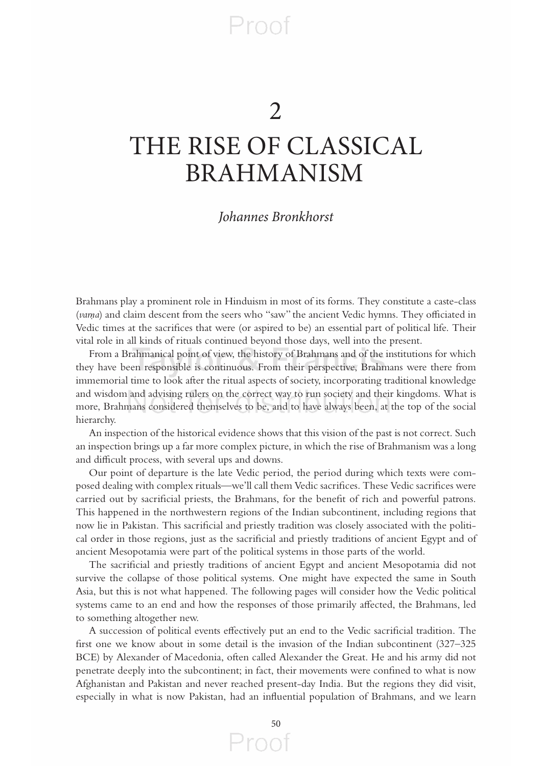# 2

# THE RISE OF CLASSICAL BRAHMANISM

*Johannes Bronkhorst*

Brahmans play a prominent role in Hinduism in most of its forms. They constitute a caste-class (*varṇa*) and claim descent from the seers who "saw" the ancient Vedic hymns. They officiated in Vedic times at the sacrifices that were (or aspired to be) an essential part of political life. Their vital role in all kinds of rituals continued beyond those days, well into the present.

From a Brahmanical point of view, the history of Brahmans and of the institutions for which they have been responsible is continuous. From their perspective, Brahmans were there from immemorial time to look after the ritual aspects of society, incorporating traditional knowledge and wisdom and advising rulers on the correct way to run society and their kingdoms. What is more, Brahmans considered themselves to be, and to have always been, at the top of the social hierarchy.

An inspection of the historical evidence shows that this vision of the past is not correct. Such an inspection brings up a far more complex picture, in which the rise of Brahmanism was a long and difficult process, with several ups and downs.

Our point of departure is the late Vedic period, the period during which texts were composed dealing with complex rituals—we'll call them Vedic sacrifices. These Vedic sacrifices were carried out by sacrificial priests, the Brahmans, for the benefit of rich and powerful patrons. This happened in the northwestern regions of the Indian subcontinent, including regions that now lie in Pakistan. This sacrificial and priestly tradition was closely associated with the political order in those regions, just as the sacrificial and priestly traditions of ancient Egypt and of ancient Mesopotamia were part of the political systems in those parts of the world.

The sacrificial and priestly traditions of ancient Egypt and ancient Mesopotamia did not survive the collapse of those political systems. One might have expected the same in South Asia, but this is not what happened. The following pages will consider how the Vedic political systems came to an end and how the responses of those primarily affected, the Brahmans, led to something altogether new.

A succession of political events effectively put an end to the Vedic sacrificial tradition. The first one we know about in some detail is the invasion of the Indian subcontinent (327–325 BCE) by Alexander of Macedonia, often called Alexander the Great. He and his army did not penetrate deeply into the subcontinent; in fact, their movements were confined to what is now Afghanistan and Pakistan and never reached present-day India. But the regions they did visit, especially in what is now Pakistan, had an influential population of Brahmans, and we learn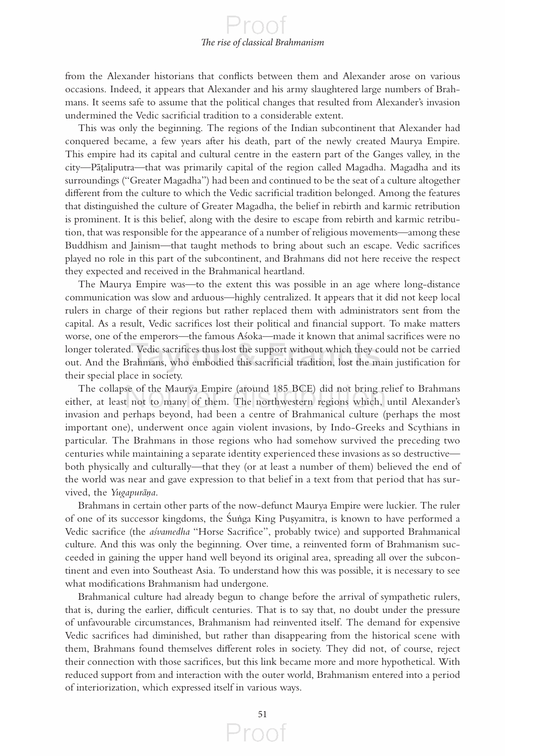from the Alexander historians that conflicts between them and Alexander arose on various occasions. Indeed, it appears that Alexander and his army slaughtered large numbers of Brahmans. It seems safe to assume that the political changes that resulted from Alexander's invasion undermined the Vedic sacrificial tradition to a considerable extent.

This was only the beginning. The regions of the Indian subcontinent that Alexander had conquered became, a few years after his death, part of the newly created Maurya Empire. This empire had its capital and cultural centre in the eastern part of the Ganges valley, in the city—Pāṭaliputra—that was primarily capital of the region called Magadha. Magadha and its surroundings ("Greater Magadha") had been and continued to be the seat of a culture altogether different from the culture to which the Vedic sacrificial tradition belonged. Among the features that distinguished the culture of Greater Magadha, the belief in rebirth and karmic retribution is prominent. It is this belief, along with the desire to escape from rebirth and karmic retribution, that was responsible for the appearance of a number of religious movements—among these Buddhism and Jainism—that taught methods to bring about such an escape. Vedic sacrifices played no role in this part of the subcontinent, and Brahmans did not here receive the respect they expected and received in the Brahmanical heartland.

The Maurya Empire was—to the extent this was possible in an age where long-distance communication was slow and arduous—highly centralized. It appears that it did not keep local rulers in charge of their regions but rather replaced them with administrators sent from the capital. As a result, Vedic sacrifices lost their political and financial support. To make matters worse, one of the emperors—the famous Aśoka—made it known that animal sacrifices were no longer tolerated. Vedic sacrifices thus lost the support without which they could not be carried out. And the Brahmans, who embodied this sacrificial tradition, lost the main justification for their special place in society.

The collapse of the Maurya Empire (around 185 BCE) did not bring relief to Brahmans either, at least not to many of them. The northwestern regions which, until Alexander's invasion and perhaps beyond, had been a centre of Brahmanical culture (perhaps the most important one), underwent once again violent invasions, by Indo-Greeks and Scythians in particular. The Brahmans in those regions who had somehow survived the preceding two centuries while maintaining a separate identity experienced these invasions as so destructive—both physically and culturally—that they (or at least a number of them) believed the end of the world was near and gave expression to that belief in a text from that period that has survived, the *Yugapurāṇa*.

Brahmans in certain other parts of the now-defunct Maurya Empire were luckier. The ruler of one of its successor kingdoms, the Śuṅga King Puṣyamitra, is known to have performed a Vedic sacrifice (the *aśvamedha* "Horse Sacrifice", probably twice) and supported Brahmanical culture. And this was only the beginning. Over time, a reinvented form of Brahmanism succeeded in gaining the upper hand well beyond its original area, spreading all over the subcontinent and even into Southeast Asia. To understand how this was possible, it is necessary to see what modifications Brahmanism had undergone.

Brahmanical culture had already begun to change before the arrival of sympathetic rulers, that is, during the earlier, difficult centuries. That is to say that, no doubt under the pressure of unfavourable circumstances, Brahmanism had reinvented itself. The demand for expensive Vedic sacrifices had diminished, but rather than disappearing from the historical scene with them, Brahmans found themselves different roles in society. They did not, of course, reject their connection with those sacrifices, but this link became more and more hypothetical. With reduced support from and interaction with the outer world, Brahmanism entered into a period of interiorization, which expressed itself in various ways.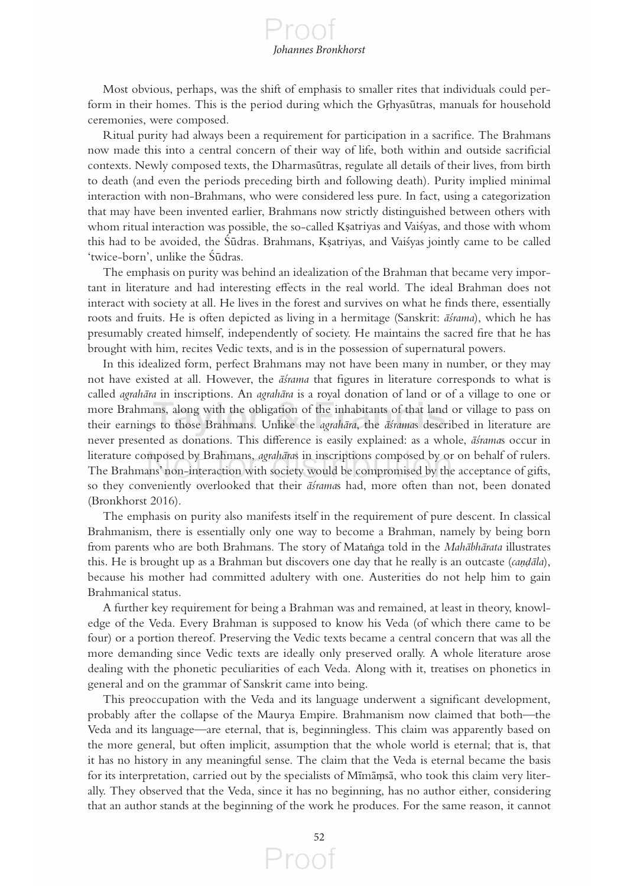Most obvious, perhaps, was the shift of emphasis to smaller rites that individuals could perform in their homes. This is the period during which the Gṛhyasūtras, manuals for household ceremonies, were composed.

Ritual purity had always been a requirement for participation in a sacrifice. The Brahmans now made this into a central concern of their way of life, both within and outside sacrificial contexts. Newly composed texts, the Dharmasūtras, regulate all details of their lives, from birth to death (and even the periods preceding birth and following death). Purity implied minimal interaction with non-Brahmans, who were considered less pure. In fact, using a categorization that may have been invented earlier, Brahmans now strictly distinguished between others with whom ritual interaction was possible, the so-called Kṣatriyas and Vaiśyas, and those with whom this had to be avoided, the Śūdras. Brahmans, Kṣatriyas, and Vaiśyas jointly came to be called 'twice-born', unlike the Śūdras.

The emphasis on purity was behind an idealization of the Brahman that became very important in literature and had interesting effects in the real world. The ideal Brahman does not interact with society at all. He lives in the forest and survives on what he finds there, essentially roots and fruits. He is often depicted as living in a hermitage (Sanskrit: *āśrama*), which he has presumably created himself, independently of society. He maintains the sacred fire that he has brought with him, recites Vedic texts, and is in the possession of supernatural powers.

In this idealized form, perfect Brahmans may not have been many in number, or they may not have existed at all. However, the *āśrama* that figures in literature corresponds to what is called *agrahāra* in inscriptions. An *agrahāra* is a royal donation of land or of a village to one or more Brahmans, along with the obligation of the inhabitants of that land or village to pass on their earnings to those Brahmans. Unlike the *agrahāra*, the *āśrama*s described in literature are never presented as donations. This difference is easily explained: as a whole, *āśrama*s occur in literature composed by Brahmans, *agrahāra*s in inscriptions composed by or on behalf of rulers. The Brahmans' non-interaction with society would be compromised by the acceptance of gifts, so they conveniently overlooked that their *āśrama*s had, more often than not, been donated (Bronkhorst 2016).

The emphasis on purity also manifests itself in the requirement of pure descent. In classical Brahmanism, there is essentially only one way to become a Brahman, namely by being born from parents who are both Brahmans. The story of Mataṅga told in the *Mahābhārata* illustrates this. He is brought up as a Brahman but discovers one day that he really is an outcaste (*caṇḍāla*), because his mother had committed adultery with one. Austerities do not help him to gain Brahmanical status.

A further key requirement for being a Brahman was and remained, at least in theory, knowledge of the Veda. Every Brahman is supposed to know his Veda (of which there came to be four) or a portion thereof. Preserving the Vedic texts became a central concern that was all the more demanding since Vedic texts are ideally only preserved orally. A whole literature arose dealing with the phonetic peculiarities of each Veda. Along with it, treatises on phonetics in general and on the grammar of Sanskrit came into being.

This preoccupation with the Veda and its language underwent a significant development, probably after the collapse of the Maurya Empire. Brahmanism now claimed that both—the Veda and its language—are eternal, that is, beginningless. This claim was apparently based on the more general, but often implicit, assumption that the whole world is eternal; that is, that it has no history in any meaningful sense. The claim that the Veda is eternal became the basis for its interpretation, carried out by the specialists of Mīmāṃsā, who took this claim very literally. They observed that the Veda, since it has no beginning, has no author either, considering that an author stands at the beginning of the work he produces. For the same reason, it cannot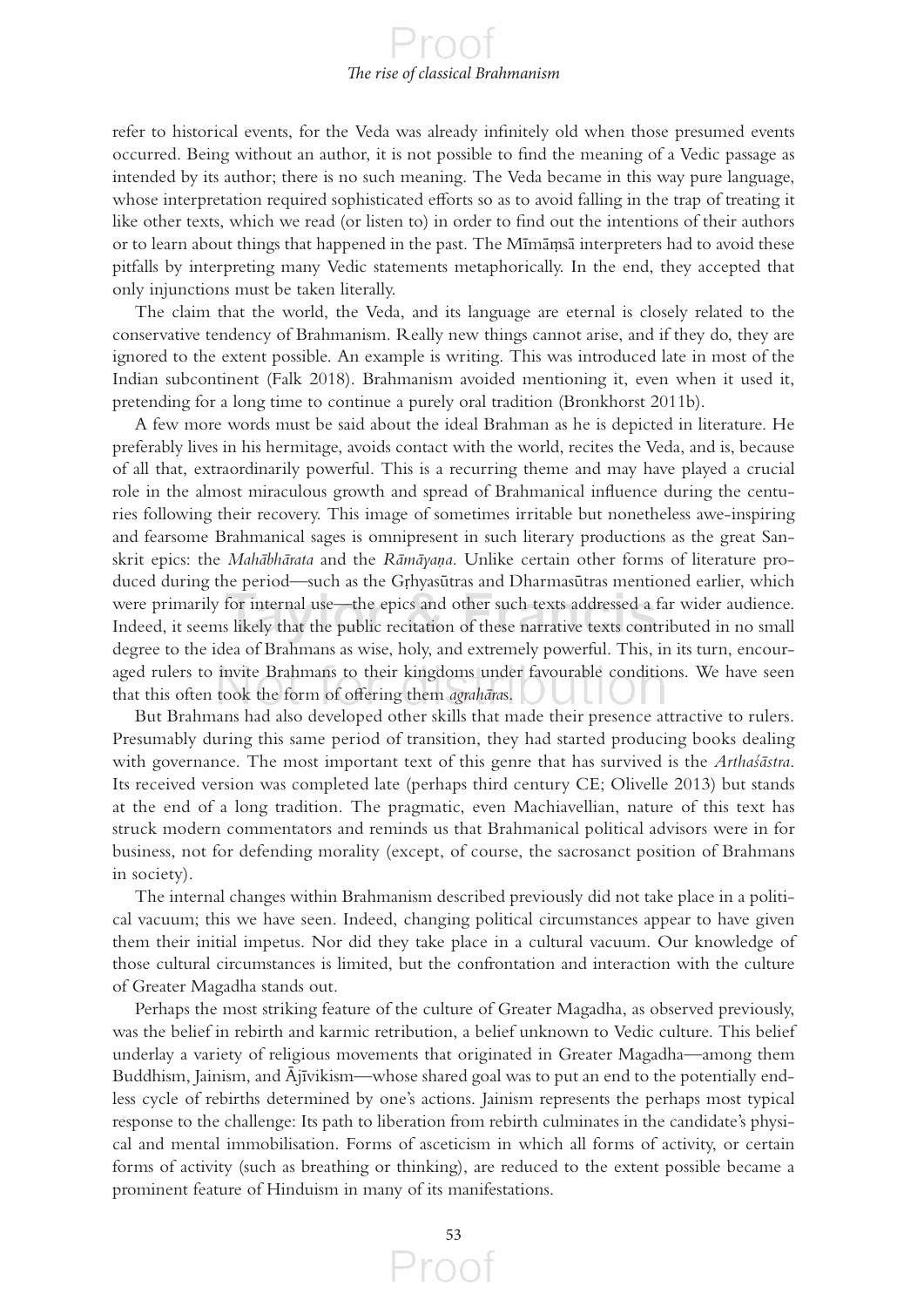refer to historical events, for the Veda was already infinitely old when those presumed events occurred. Being without an author, it is not possible to find the meaning of a Vedic passage as intended by its author; there is no such meaning. The Veda became in this way pure language, whose interpretation required sophisticated efforts so as to avoid falling in the trap of treating it like other texts, which we read (or listen to) in order to find out the intentions of their authors or to learn about things that happened in the past. The Mīmāṃsā interpreters had to avoid these pitfalls by interpreting many Vedic statements metaphorically. In the end, they accepted that only injunctions must be taken literally.

The claim that the world, the Veda, and its language are eternal is closely related to the conservative tendency of Brahmanism. Really new things cannot arise, and if they do, they are ignored to the extent possible. An example is writing. This was introduced late in most of the Indian subcontinent (Falk 2018). Brahmanism avoided mentioning it, even when it used it, pretending for a long time to continue a purely oral tradition (Bronkhorst 2011b).

A few more words must be said about the ideal Brahman as he is depicted in literature. He preferably lives in his hermitage, avoids contact with the world, recites the Veda, and is, because of all that, extraordinarily powerful. This is a recurring theme and may have played a crucial role in the almost miraculous growth and spread of Brahmanical influence during the centuries following their recovery. This image of sometimes irritable but nonetheless awe-inspiring and fearsome Brahmanical sages is omnipresent in such literary productions as the great Sanskrit epics: the *Mahābhārata* and the *Rāmāyaṇa*. Unlike certain other forms of literature produced during the period—such as the Gṛhyasūtras and Dharmasūtras mentioned earlier, which were primarily for internal use—the epics and other such texts addressed a far wider audience. Indeed, it seems likely that the public recitation of these narrative texts contributed in no small degree to the idea of Brahmans as wise, holy, and extremely powerful. This, in its turn, encouraged rulers to invite Brahmans to their kingdoms under favourable conditions. We have seen that this often took the form of offering them *agrahāras*.

But Brahmans had also developed other skills that made their presence attractive to rulers. Presumably during this same period of transition, they had started producing books dealing with governance. The most important text of this genre that has survived is the *Arthaśāstra*. Its received version was completed late (perhaps third century CE; Olivelle 2013) but stands at the end of a long tradition. The pragmatic, even Machiavellian, nature of this text has struck modern commentators and reminds us that Brahmanical political advisors were in for business, not for defending morality (except, of course, the sacrosanct position of Brahmans in society).

The internal changes within Brahmanism described previously did not take place in a political vacuum; this we have seen. Indeed, changing political circumstances appear to have given them their initial impetus. Nor did they take place in a cultural vacuum. Our knowledge of those cultural circumstances is limited, but the confrontation and interaction with the culture of Greater Magadha stands out.

Perhaps the most striking feature of the culture of Greater Magadha, as observed previously, was the belief in rebirth and karmic retribution, a belief unknown to Vedic culture. This belief underlay a variety of religious movements that originated in Greater Magadha—among them Buddhism, Jainism, and Ājīvikism—whose shared goal was to put an end to the potentially endless cycle of rebirths determined by one's actions. Jainism represents the perhaps most typical response to the challenge: Its path to liberation from rebirth culminates in the candidate's physical and mental immobilisation. Forms of asceticism in which all forms of activity, or certain forms of activity (such as breathing or thinking), are reduced to the extent possible became a prominent feature of Hinduism in many of its manifestations.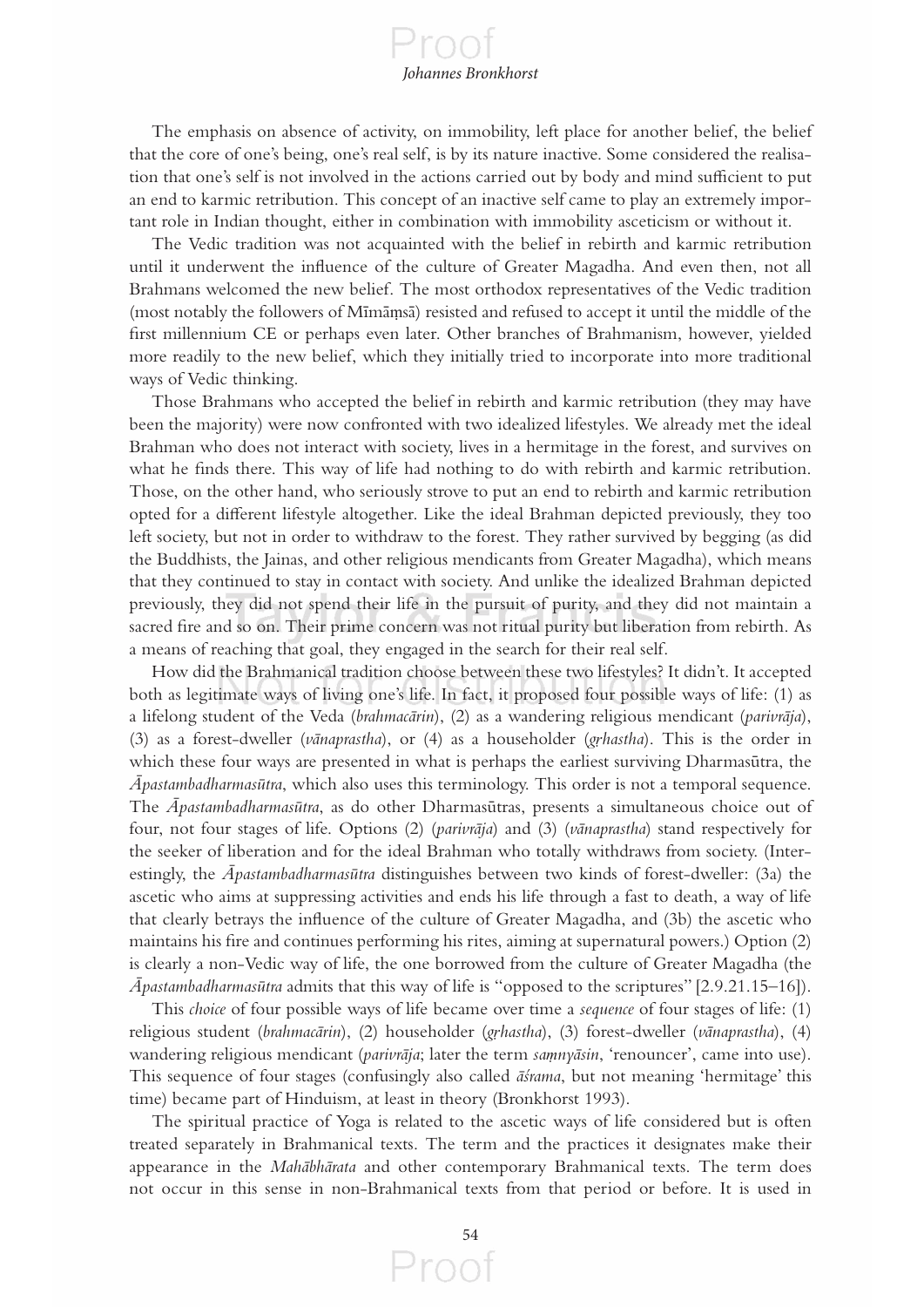The emphasis on absence of activity, on immobility, left place for another belief, the belief that the core of one's being, one's real self, is by its nature inactive. Some considered the realisation that one's self is not involved in the actions carried out by body and mind sufficient to put an end to karmic retribution. This concept of an inactive self came to play an extremely important role in Indian thought, either in combination with immobility asceticism or without it.

The Vedic tradition was not acquainted with the belief in rebirth and karmic retribution until it underwent the influence of the culture of Greater Magadha. And even then, not all Brahmans welcomed the new belief. The most orthodox representatives of the Vedic tradition (most notably the followers of Mīmāṃsā) resisted and refused to accept it until the middle of the first millennium CE or perhaps even later. Other branches of Brahmanism, however, yielded more readily to the new belief, which they initially tried to incorporate into more traditional ways of Vedic thinking.

Those Brahmans who accepted the belief in rebirth and karmic retribution (they may have been the majority) were now confronted with two idealized lifestyles. We already met the ideal Brahman who does not interact with society, lives in a hermitage in the forest, and survives on what he finds there. This way of life had nothing to do with rebirth and karmic retribution. Those, on the other hand, who seriously strove to put an end to rebirth and karmic retribution opted for a different lifestyle altogether. Like the ideal Brahman depicted previously, they too left society, but not in order to withdraw to the forest. They rather survived by begging (as did the Buddhists, the Jainas, and other religious mendicants from Greater Magadha), which means that they continued to stay in contact with society. And unlike the idealized Brahman depicted previously, they did not spend their life in the pursuit of purity, and they did not maintain a sacred fire and so on. Their prime concern was not ritual purity but liberation from rebirth. As a means of reaching that goal, they engaged in the search for their real self.

How did the Brahmanical tradition choose between these two lifestyles? It didn't. It accepted both as legitimate ways of living one's life. In fact, it proposed four possible ways of life: (1) as a lifelong student of the Veda (*brahmacārin*), (2) as a wandering religious mendicant (*parivrāja*), (3) as a forest-dweller (*vānaprastha*), or (4) as a householder (*gṛhastha*). This is the order in which these four ways are presented in what is perhaps the earliest surviving Dharmasūtra, the *Āpastambadharmasūtra*, which also uses this terminology. This order is not a temporal sequence. The *Āpastambadharmasūtra*, as do other Dharmasūtras, presents a simultaneous choice out of four, not four stages of life. Options (2) (*parivrāja*) and (3) (*vānaprastha*) stand respectively for the seeker of liberation and for the ideal Brahman who totally withdraws from society. (Interestingly, the *Āpastambadharmasūtra* distinguishes between two kinds of forest-dweller: (3a) the ascetic who aims at suppressing activities and ends his life through a fast to death, a way of life that clearly betrays the influence of the culture of Greater Magadha, and (3b) the ascetic who maintains his fire and continues performing his rites, aiming at supernatural powers.) Option (2) is clearly a non-Vedic way of life, the one borrowed from the culture of Greater Magadha (the *Āpastambadharmasūtra* admits that this way of life is "opposed to the scriptures" [2.9.21.15–16]).

This *choice* of four possible ways of life became over time a *sequence* of four stages of life: (1) religious student (*brahmacārin*), (2) householder (*gṛhastha*), (3) forest-dweller (*vānaprastha*), (4) wandering religious mendicant (*parivrāja*; later the term *saṃnyāsin*, 'renouncer', came into use). This sequence of four stages (confusingly also called *āśrama*, but not meaning 'hermitage' this time) became part of Hinduism, at least in theory (Bronkhorst 1993).

The spiritual practice of Yoga is related to the ascetic ways of life considered but is often treated separately in Brahmanical texts. The term and the practices it designates make their appearance in the *Mahābhārata* and other contemporary Brahmanical texts. The term does not occur in this sense in non-Brahmanical texts from that period or before. It is used in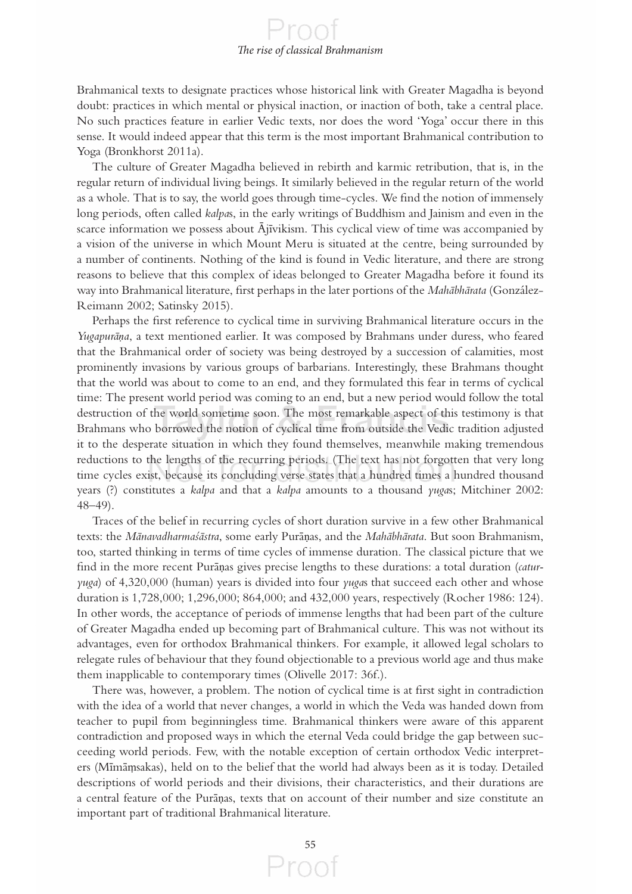Brahmanical texts to designate practices whose historical link with Greater Magadha is beyond doubt: practices in which mental or physical inaction, or inaction of both, take a central place. No such practices feature in earlier Vedic texts, nor does the word 'Yoga' occur there in this sense. It would indeed appear that this term is the most important Brahmanical contribution to Yoga (Bronkhorst 2011a).

The culture of Greater Magadha believed in rebirth and karmic retribution, that is, in the regular return of individual living beings. It similarly believed in the regular return of the world as a whole. That is to say, the world goes through time-cycles. We find the notion of immensely long periods, often called *kalpa*s, in the early writings of Buddhism and Jainism and even in the scarce information we possess about Ājīvikism. This cyclical view of time was accompanied by a vision of the universe in which Mount Meru is situated at the centre, being surrounded by a number of continents. Nothing of the kind is found in Vedic literature, and there are strong reasons to believe that this complex of ideas belonged to Greater Magadha before it found its way into Brahmanical literature, first perhaps in the later portions of the *Mahābhārata* (González-Reimann 2002; Satinsky 2015).

Perhaps the first reference to cyclical time in surviving Brahmanical literature occurs in the *Yugapurāṇa*, a text mentioned earlier. It was composed by Brahmans under duress, who feared that the Brahmanical order of society was being destroyed by a succession of calamities, most prominently invasions by various groups of barbarians. Interestingly, these Brahmans thought that the world was about to come to an end, and they formulated this fear in terms of cyclical time: The present world period was coming to an end, but a new period would follow the total destruction of the world sometime soon. The most remarkable aspect of this testimony is that Brahmans who borrowed the notion of cyclical time from outside the Vedic tradition adjusted it to the desperate situation in which they found themselves, meanwhile making tremendous reductions to the lengths of the recurring periods. (The text has not forgotten that very long time cycles exist, because its concluding verse states that a hundred times a hundred thousand years (?) constitutes a *kalpa* and that a *kalpa* amounts to a thousand *yuga*s; Mitchiner 2002: 48–49).

Traces of the belief in recurring cycles of short duration survive in a few other Brahmanical texts: the *Mānavadharmaśāstra*, some early Purāṇas, and the *Mahābhārata*. But soon Brahmanism, too, started thinking in terms of time cycles of immense duration. The classical picture that we find in the more recent Purāṇas gives precise lengths to these durations: a total duration (*catur-yuga*) of 4,320,000 (human) years is divided into four *yuga*s that succeed each other and whose duration is 1,728,000; 1,296,000; 864,000; and 432,000 years, respectively (Rocher 1986: 124). In other words, the acceptance of periods of immense lengths that had been part of the culture of Greater Magadha ended up becoming part of Brahmanical culture. This was not without its advantages, even for orthodox Brahmanical thinkers. For example, it allowed legal scholars to relegate rules of behaviour that they found objectionable to a previous world age and thus make them inapplicable to contemporary times (Olivelle 2017: 36f.).

There was, however, a problem. The notion of cyclical time is at first sight in contradiction with the idea of a world that never changes, a world in which the Veda was handed down from teacher to pupil from beginningless time. Brahmanical thinkers were aware of this apparent contradiction and proposed ways in which the eternal Veda could bridge the gap between succeeding world periods. Few, with the notable exception of certain orthodox Vedic interpreters (Mīmāṃsakas), held on to the belief that the world had always been as it is today. Detailed descriptions of world periods and their divisions, their characteristics, and their durations are a central feature of the Purāṇas, texts that on account of their number and size constitute an important part of traditional Brahmanical literature.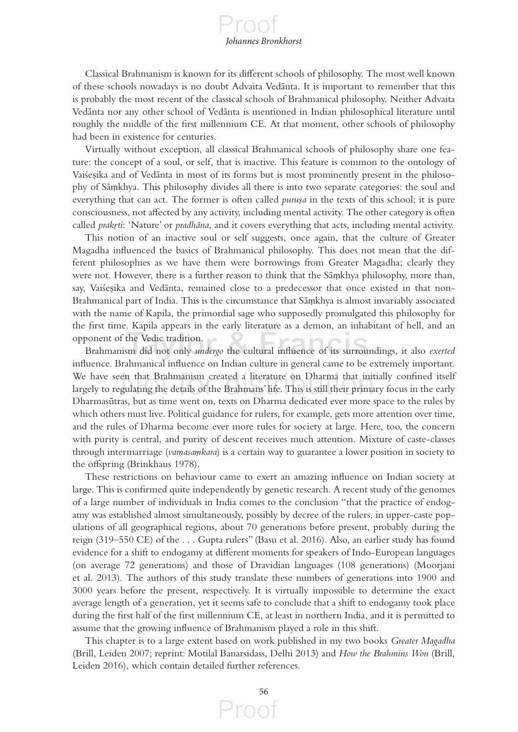Classical Brahmanism is known for its different schools of philosophy. The most well known of these schools nowadays is no doubt Advaita Vedānta. It is important to remember that this is probably the most recent of the classical schools of Brahmanical philosophy. Neither Advaita Vedānta nor any other school of Vedānta is mentioned in Indian philosophical literature until roughly the middle of the first millennium CE. At that moment, other schools of philosophy had been in existence for centuries.

Virtually without exception, all classical Brahmanical schools of philosophy share one feature: the concept of a soul, or self, that is inactive. This feature is common to the ontology of Vaiśeṣika and of Vedānta in most of its forms but is most prominently present in the philosophy of Sāṃkhya. This philosophy divides all there is into two separate categories: the soul and everything that can act. The former is often called *puruṣa* in the texts of this school; it is pure consciousness, not affected by any activity, including mental activity. The other category is often called *prakṛti*: 'Nature' or *pradhāna*, and it covers everything that acts, including mental activity.

This notion of an inactive soul or self suggests, once again, that the culture of Greater Magadha influenced the basics of Brahmanical philosophy. This does not mean that the different philosophies as we have them were borrowings from Greater Magadha; clearly they were not. However, there is a further reason to think that the Sāṃkhya philosophy, more than, say, Vaiśeṣika and Vedānta, remained close to a predecessor that once existed in that non-Brahmanical part of India. This is the circumstance that Sāṃkhya is almost invariably associated with the name of Kapila, the primordial sage who supposedly promulgated this philosophy for the first time. Kapila appears in the early literature as a demon, an inhabitant of hell, and an opponent of the Vedic tradition.

Brahmanism did not only *undergo* the cultural influence of its surroundings, it also *exerted* influence. Brahmanical influence on Indian culture in general came to be extremely important. We have seen that Brahmanism created a literature on Dharma that initially confined itself largely to regulating the details of the Brahmans' life. This is still their primary focus in the early Dharmasūtras, but as time went on, texts on Dharma dedicated ever more space to the rules by which others must live. Political guidance for rulers, for example, gets more attention over time, and the rules of Dharma become ever more rules for society at large. Here, too, the concern with purity is central, and purity of descent receives much attention. Mixture of caste-classes through intermarriage (*vaṃasaṃkara*) is a certain way to guarantee a lower position in society to the offspring (Brinkhaus 1978).

These restrictions on behaviour came to exert an amazing influence on Indian society at large. This is confirmed quite independently by genetic research. A recent study of the genomes of a large number of individuals in India comes to the conclusion "that the practice of endogamy was established almost simultaneously, possibly by decree of the rulers, in upper-caste populations of all geographical regions, about 70 generations before present, probably during the reign (319–550 CE) of the . . . Gupta rulers" (Basu et al. 2016). Also, an earlier study has found evidence for a shift to endogamy at different moments for speakers of Indo-European languages (on average 72 generations) and those of Dravidian languages (108 generations) (Moorjani et al. 2013). The authors of this study translate these numbers of generations into 1900 and 3000 years before the present, respectively. It is virtually impossible to determine the exact average length of a generation, yet it seems safe to conclude that a shift to endogamy took place during the first half of the first millennium CE, at least in northern India, and it is permitted to assume that the growing influence of Brahmanism played a role in this shift.

This chapter is to a large extent based on work published in my two books *Greater Magadha* (Brill, Leiden 2007; reprint: Motilal Banarsidass, Delhi 2013) and *How the Brahmins Won* (Brill, Leiden 2016), which contain detailed further references.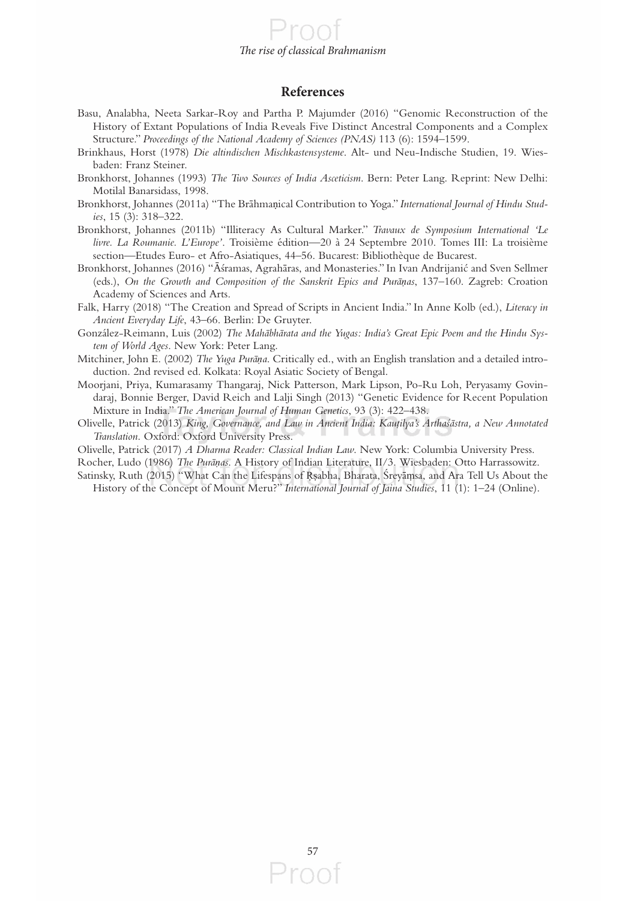## References

Basu, Analabha, Neeta Sarkar-Roy and Partha P. Majumder (2016) "Genomic Reconstruction of the History of Extant Populations of India Reveals Five Distinct Ancestral Components and a Complex Structure." *Proceedings of the National Academy of Sciences (PNAS)* 113 (6): 1594–1599.

Brinkhaus, Horst (1978) *Die altindischen Mischkastensysteme*. Alt- und Neu-Indische Studien, 19. Wiesbaden: Franz Steiner.

Bronkhorst, Johannes (1993) *The Two Sources of India Asceticism*. Bern: Peter Lang. Reprint: New Delhi: Motilal Banarsidass, 1998.

Bronkhorst, Johannes (2011a) "The Brāhmaṇical Contribution to Yoga." *International Journal of Hindu Studies*, 15 (3): 318–322.

Bronkhorst, Johannes (2011b) "Illiteracy As Cultural Marker." *Travaux de Symposium International 'Le livre. La Roumanie. L'Europe'*. Troisième édition—20 à 24 Septembre 2010. Tomes III: La troisième section—Etudes Euro- et Afro-Asiatiques, 44–56. Bucarest: Bibliothèque de Bucarest.

Bronkhorst, Johannes (2016) "Āśramas, Agrahāras, and Monasteries." In Ivan Andrijanić and Sven Sellmer (eds.), *On the Growth and Composition of the Sanskrit Epics and Purāṇas*, 137–160. Zagreb: Croation Academy of Sciences and Arts.

Falk, Harry (2018) "The Creation and Spread of Scripts in Ancient India." In Anne Kolb (ed.), *Literacy in Ancient Everyday Life*, 43–66. Berlin: De Gruyter.

González-Reimann, Luis (2002) *The Mahābhārata and the Yugas: India's Great Epic Poem and the Hindu System of World Ages*. New York: Peter Lang.

Mitchiner, John E. (2002) *The Yuga Purāṇa*. Critically ed., with an English translation and a detailed introduction. 2nd revised ed. Kolkata: Royal Asiatic Society of Bengal.

Moorjani, Priya, Kumarasamy Thangaraj, Nick Patterson, Mark Lipson, Po-Ru Loh, Peryasamy Govindaraj, Bonnie Berger, David Reich and Lalji Singh (2013) "Genetic Evidence for Recent Population Mixture in India." *The American Journal of Human Genetics*, 93 (3): 422–438.

Olivelle, Patrick (2013) *King, Governance, and Law in Ancient India: Kauṭilya's Arthaśāstra, a New Annotated Translation*. Oxford: Oxford University Press.

Olivelle, Patrick (2017) *A Dharma Reader: Classical Indian Law*. New York: Columbia University Press.

Rocher, Ludo (1986) *The Purāṇas*. A History of Indian Literature, II/3. Wiesbaden: Otto Harrassowitz.

Satinsky, Ruth (2015) "What Can the Lifespans of Ṛṣabha, Bharata, Śreyāṃsa, and Ara Tell Us About the History of the Concept of Mount Meru?" *International Journal of Jaina Studies*, 11 (1): 1–24 (Online).